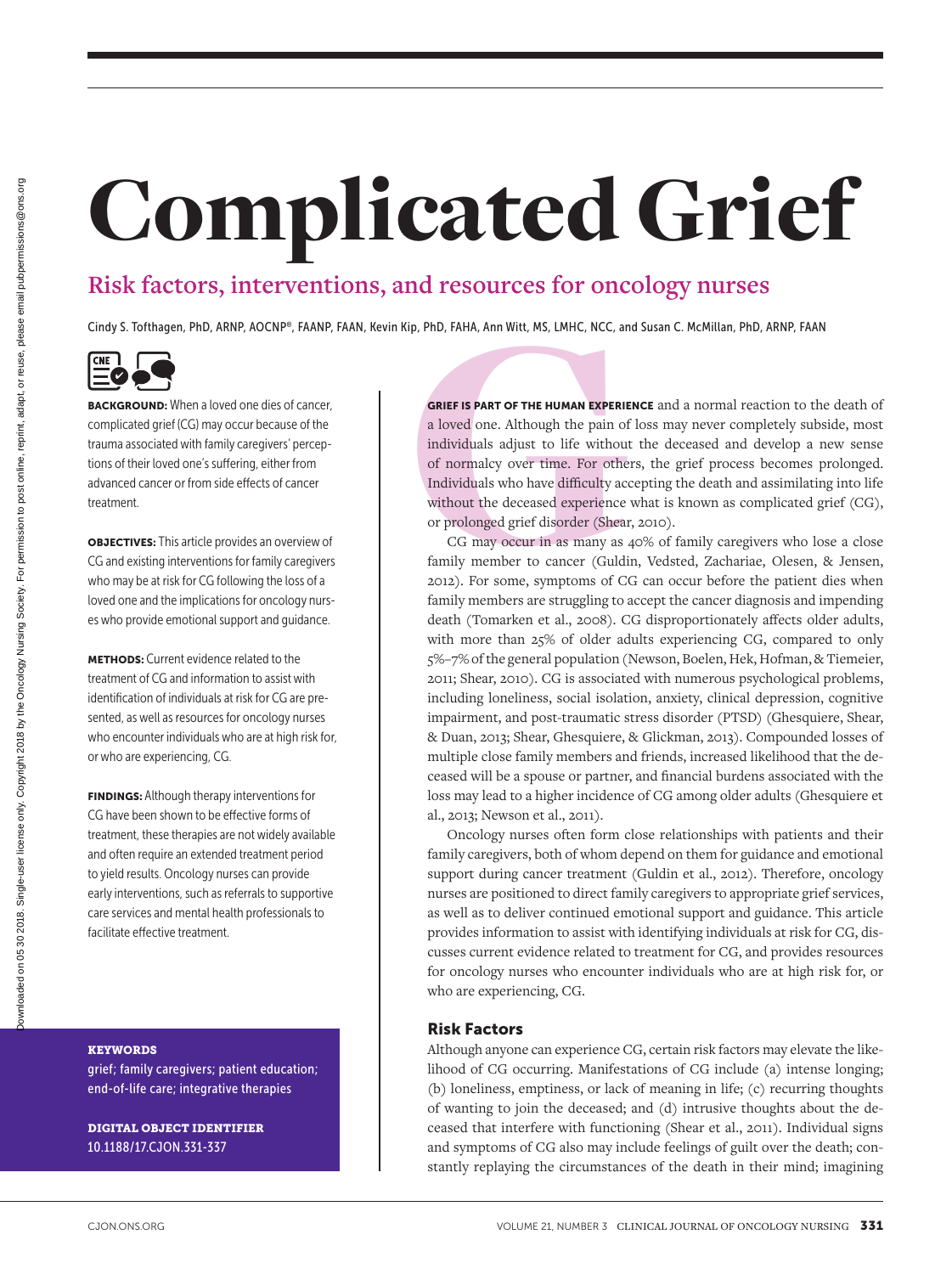# Complicated Grief

## Risk factors, interventions, and resources for oncology nurses

Cindy S. Tofthagen, PhD, ARNP, AOCNP®, FAANP, FAAN, Kevin Kip, PhD, FAHA, Ann Witt, MS, LMHC, NCC, and Susan C. McMillan, PhD, ARNP, FAAN

**BACKGROUND:** When a loved one dies of cancer, complicated grief (CG) may occur because of the trauma associated with family caregivers' perceptions of their loved one's suffering, either from advanced cancer or from side effects of cancer treatment.

**OBJECTIVES:** This article provides an overview of CG and existing interventions for family caregivers who may be at risk for CG following the loss of a loved one and the implications for oncology nurses who provide emotional support and guidance.

**METHODS:** Current evidence related to the treatment of CG and information to assist with identification of individuals at risk for CG are presented, as well as resources for oncology nurses who encounter individuals who are at high risk for, or who are experiencing, CG.

**FINDINGS:** Although therapy interventions for CG have been shown to be effective forms of treatment, these therapies are not widely available and often require an extended treatment period to yield results. Oncology nurses can provide early interventions, such as referrals to supportive care services and mental health professionals to facilitate effective treatment.

**KEYWORDS**

grief; family caregivers; patient education; end-of-life care; integrative therapies

**DIGITAL OBJECT IDENTIFIER**

10.1188/17.CJON.331-337

**GRIEF IS PART OF THE HUMAN EXPERIENCE** and a normal reaction to the death of a loved one. Although the pain of loss may never completely subside, most individuals adjust to life without the deceased and develop a new sense of normalcy over time. For others, the grief process becomes prolonged. Individuals who have difficulty accepting the death and assimilating into life without the deceased experience what is known as complicated grief (CG), or prolonged grief disorder (Shear, 2010).

CG may occur in as many as 40% of family caregivers who lose a close family member to cancer (Guldin, Vedsted, Zachariae, Olesen, & Jensen, 2012). For some, symptoms of CG can occur before the patient dies when family members are struggling to accept the cancer diagnosis and impending death (Tomarken et al., 2008). CG disproportionately affects older adults, with more than 25% of older adults experiencing CG, compared to only 5%–7% of the general population (Newson, Boelen, Hek, Hofman, & Tiemeier, 2011; Shear, 2010). CG is associated with numerous psychological problems, including loneliness, social isolation, anxiety, clinical depression, cognitive impairment, and post-traumatic stress disorder (PTSD) (Ghesquiere, Shear, & Duan, 2013; Shear, Ghesquiere, & Glickman, 2013). Compounded losses of multiple close family members and friends, increased likelihood that the deceased will be a spouse or partner, and financial burdens associated with the loss may lead to a higher incidence of CG among older adults (Ghesquiere et al., 2013; Newson et al., 2011).

Oncology nurses often form close relationships with patients and their family caregivers, both of whom depend on them for guidance and emotional support during cancer treatment (Guldin et al., 2012). Therefore, oncology nurses are positioned to direct family caregivers to appropriate grief services, as well as to deliver continued emotional support and guidance. This article provides information to assist with identifying individuals at risk for CG, discusses current evidence related to treatment for CG, and provides resources for oncology nurses who encounter individuals who are at high risk for, or who are experiencing, CG.

### Risk Factors

Although anyone can experience CG, certain risk factors may elevate the likelihood of CG occurring. Manifestations of CG include (a) intense longing; (b) loneliness, emptiness, or lack of meaning in life; (c) recurring thoughts of wanting to join the deceased; and (d) intrusive thoughts about the deceased that interfere with functioning (Shear et al., 2011). Individual signs and symptoms of CG also may include feelings of guilt over the death; constantly replaying the circumstances of the death in their mind; imagining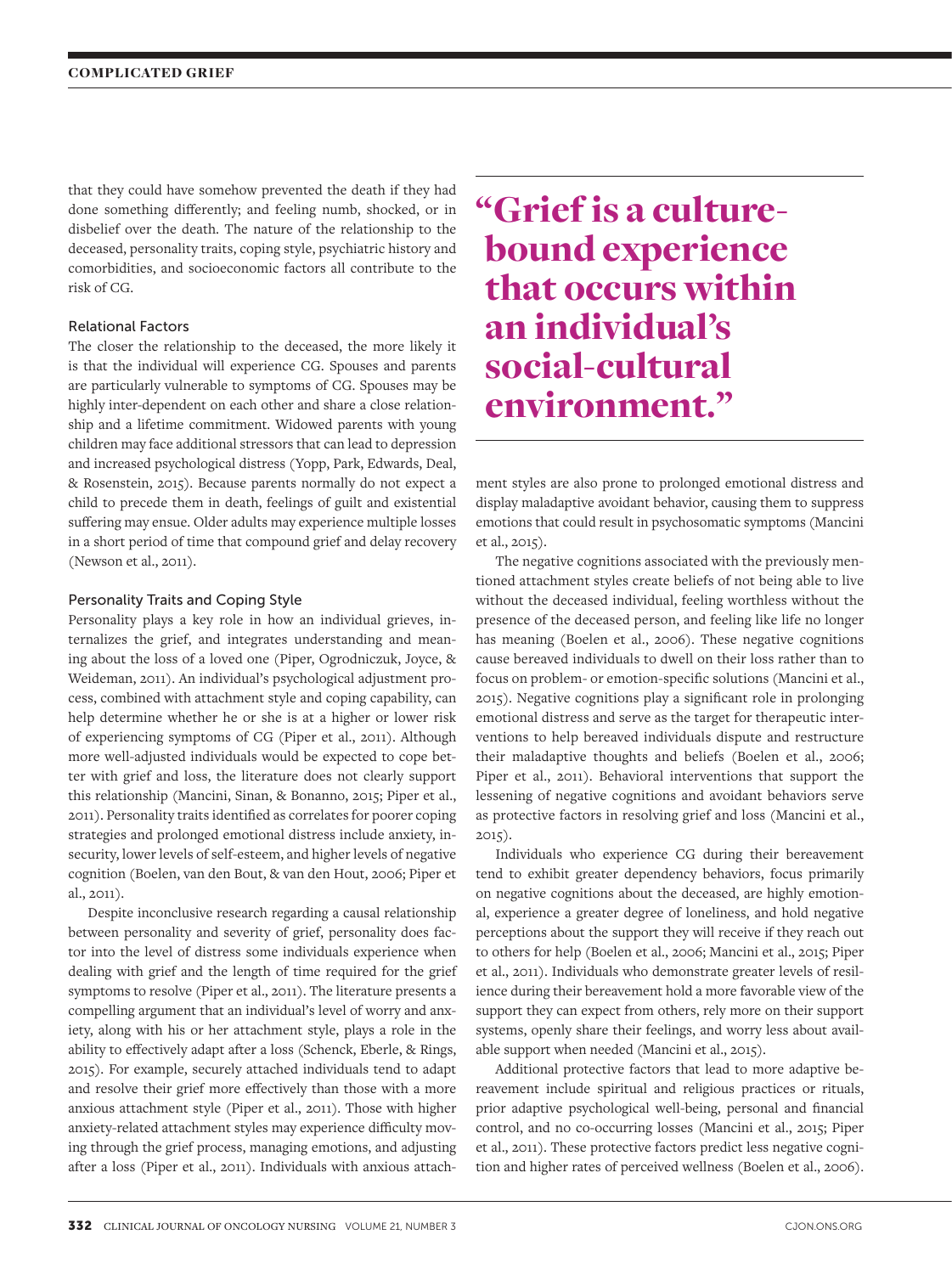that they could have somehow prevented the death if they had done something differently; and feeling numb, shocked, or in disbelief over the death. The nature of the relationship to the deceased, personality traits, coping style, psychiatric history and comorbidities, and socioeconomic factors all contribute to the risk of CG.

### Relational Factors

The closer the relationship to the deceased, the more likely it is that the individual will experience CG. Spouses and parents are particularly vulnerable to symptoms of CG. Spouses may be highly inter-dependent on each other and share a close relationship and a lifetime commitment. Widowed parents with young children may face additional stressors that can lead to depression and increased psychological distress (Yopp, Park, Edwards, Deal, & Rosenstein, 2015). Because parents normally do not expect a child to precede them in death, feelings of guilt and existential suffering may ensue. Older adults may experience multiple losses in a short period of time that compound grief and delay recovery (Newson et al., 2011).

### Personality Traits and Coping Style

Personality plays a key role in how an individual grieves, internalizes the grief, and integrates understanding and meaning about the loss of a loved one (Piper, Ogrodniczuk, Joyce, & Weideman, 2011). An individual's psychological adjustment process, combined with attachment style and coping capability, can help determine whether he or she is at a higher or lower risk of experiencing symptoms of CG (Piper et al., 2011). Although more well-adjusted individuals would be expected to cope better with grief and loss, the literature does not clearly support this relationship (Mancini, Sinan, & Bonanno, 2015; Piper et al., 2011). Personality traits identified as correlates for poorer coping strategies and prolonged emotional distress include anxiety, insecurity, lower levels of self-esteem, and higher levels of negative cognition (Boelen, van den Bout, & van den Hout, 2006; Piper et al., 2011).

Despite inconclusive research regarding a causal relationship between personality and severity of grief, personality does factor into the level of distress some individuals experience when dealing with grief and the length of time required for the grief symptoms to resolve (Piper et al., 2011). The literature presents a compelling argument that an individual's level of worry and anxiety, along with his or her attachment style, plays a role in the ability to effectively adapt after a loss (Schenck, Eberle, & Rings, 2015). For example, securely attached individuals tend to adapt and resolve their grief more effectively than those with a more anxious attachment style (Piper et al., 2011). Those with higher anxiety-related attachment styles may experience difficulty moving through the grief process, managing emotions, and adjusting after a loss (Piper et al., 2011). Individuals with anxious attachment styles are also prone to prolonged emotional distress and display maladaptive avoidant behavior, causing them to suppress emotions that could result in psychosomatic symptoms (Mancini et al., 2015).

> **"Grief is a culture-bound experience that occurs within an individual's social-cultural environment."**

The negative cognitions associated with the previously mentioned attachment styles create beliefs of not being able to live without the deceased individual, feeling worthless without the presence of the deceased person, and feeling like life no longer has meaning (Boelen et al., 2006). These negative cognitions cause bereaved individuals to dwell on their loss rather than to focus on problem- or emotion-specific solutions (Mancini et al., 2015). Negative cognitions play a significant role in prolonging emotional distress and serve as the target for therapeutic interventions to help bereaved individuals dispute and restructure their maladaptive thoughts and beliefs (Boelen et al., 2006; Piper et al., 2011). Behavioral interventions that support the lessening of negative cognitions and avoidant behaviors serve as protective factors in resolving grief and loss (Mancini et al., 2015).

Individuals who experience CG during their bereavement tend to exhibit greater dependency behaviors, focus primarily on negative cognitions about the deceased, are highly emotional, experience a greater degree of loneliness, and hold negative perceptions about the support they will receive if they reach out to others for help (Boelen et al., 2006; Mancini et al., 2015; Piper et al., 2011). Individuals who demonstrate greater levels of resilience during their bereavement hold a more favorable view of the support they can expect from others, rely more on their support systems, openly share their feelings, and worry less about available support when needed (Mancini et al., 2015).

Additional protective factors that lead to more adaptive bereavement include spiritual and religious practices or rituals, prior adaptive psychological well-being, personal and financial control, and no co-occurring losses (Mancini et al., 2015; Piper et al., 2011). These protective factors predict less negative cognition and higher rates of perceived wellness (Boelen et al., 2006).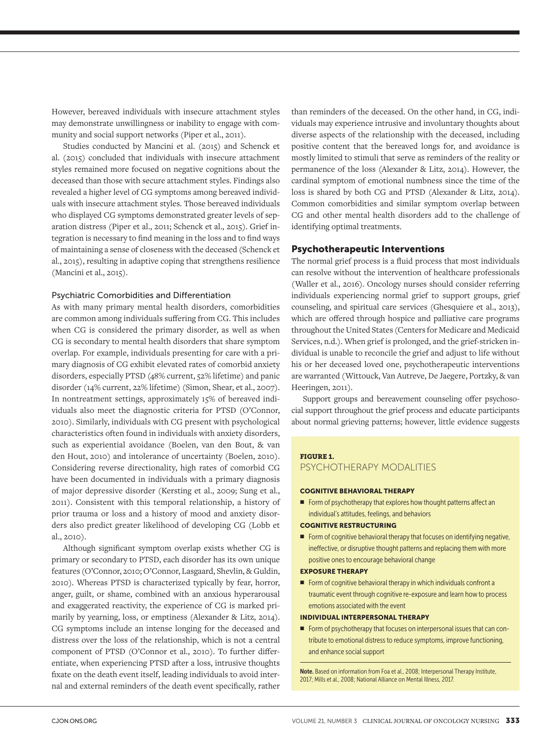However, bereaved individuals with insecure attachment styles may demonstrate unwillingness or inability to engage with community and social support networks (Piper et al., 2011).

Studies conducted by Mancini et al. (2015) and Schenck et al. (2015) concluded that individuals with insecure attachment styles remained more focused on negative cognitions about the deceased than those with secure attachment styles. Findings also revealed a higher level of CG symptoms among bereaved individuals with insecure attachment styles. Those bereaved individuals who displayed CG symptoms demonstrated greater levels of separation distress (Piper et al., 2011; Schenck et al., 2015). Grief integration is necessary to find meaning in the loss and to find ways of maintaining a sense of closeness with the deceased (Schenck et al., 2015), resulting in adaptive coping that strengthens resilience (Mancini et al., 2015).

### Psychiatric Comorbidities and Differentiation

As with many primary mental health disorders, comorbidities are common among individuals suffering from CG. This includes when CG is considered the primary disorder, as well as when CG is secondary to mental health disorders that share symptom overlap. For example, individuals presenting for care with a primary diagnosis of CG exhibit elevated rates of comorbid anxiety disorders, especially PTSD (48% current, 52% lifetime) and panic disorder (14% current, 22% lifetime) (Simon, Shear, et al., 2007). In nontreatment settings, approximately 15% of bereaved individuals also meet the diagnostic criteria for PTSD (O'Connor, 2010). Similarly, individuals with CG present with psychological characteristics often found in individuals with anxiety disorders, such as experiential avoidance (Boelen, van den Bout, & van den Hout, 2010) and intolerance of uncertainty (Boelen, 2010). Considering reverse directionality, high rates of comorbid CG have been documented in individuals with a primary diagnosis of major depressive disorder (Kersting et al., 2009; Sung et al., 2011). Consistent with this temporal relationship, a history of prior trauma or loss and a history of mood and anxiety disorders also predict greater likelihood of developing CG (Lobb et al., 2010).

Although significant symptom overlap exists whether CG is primary or secondary to PTSD, each disorder has its own unique features (O'Connor, 2010; O'Connor, Lasgaard, Shevlin, & Guldin, 2010). Whereas PTSD is characterized typically by fear, horror, anger, guilt, or shame, combined with an anxious hyperarousal and exaggerated reactivity, the experience of CG is marked primarily by yearning, loss, or emptiness (Alexander & Litz, 2014). CG symptoms include an intense longing for the deceased and distress over the loss of the relationship, which is not a central component of PTSD (O'Connor et al., 2010). To further differentiate, when experiencing PTSD after a loss, intrusive thoughts fixate on the death event itself, leading individuals to avoid internal and external reminders of the death event specifically, rather than reminders of the deceased. On the other hand, in CG, individuals may experience intrusive and involuntary thoughts about diverse aspects of the relationship with the deceased, including positive content that the bereaved longs for, and avoidance is mostly limited to stimuli that serve as reminders of the reality or permanence of the loss (Alexander & Litz, 2014). However, the cardinal symptom of emotional numbness since the time of the loss is shared by both CG and PTSD (Alexander & Litz, 2014). Common comorbidities and similar symptom overlap between CG and other mental health disorders add to the challenge of identifying optimal treatments.

## Psychotherapeutic Interventions

The normal grief process is a fluid process that most individuals can resolve without the intervention of healthcare professionals (Waller et al., 2016). Oncology nurses should consider referring individuals experiencing normal grief to support groups, grief counseling, and spiritual care services (Ghesquiere et al., 2013), which are offered through hospice and palliative care programs throughout the United States (Centers for Medicare and Medicaid Services, n.d.). When grief is prolonged, and the grief-stricken individual is unable to reconcile the grief and adjust to life without his or her deceased loved one, psychotherapeutic interventions are warranted (Wittouck, Van Autreve, De Jaegere, Portzky, & van Heeringen, 2011).

Support groups and bereavement counseling offer psychosocial support throughout the grief process and educate participants about normal grieving patterns; however, little evidence suggests

**FIGURE 1.**
PSYCHOTHERAPY MODALITIES

**COGNITIVE BEHAVIORAL THERAPY**

- Form of psychotherapy that explores how thought patterns affect an individual's attitudes, feelings, and behaviors

**COGNITIVE RESTRUCTURING**

- Form of cognitive behavioral therapy that focuses on identifying negative, ineffective, or disruptive thought patterns and replacing them with more positive ones to encourage behavioral change

**EXPOSURE THERAPY**

- Form of cognitive behavioral therapy in which individuals confront a traumatic event through cognitive re-exposure and learn how to process emotions associated with the event

**INDIVIDUAL INTERPERSONAL THERAPY**

- Form of psychotherapy that focuses on interpersonal issues that can contribute to emotional distress to reduce symptoms, improve functioning, and enhance social support

**Note.** Based on information from Foa et al., 2008; Interpersonal Therapy Institute, 2017; Mills et al., 2008; National Alliance on Mental Illness, 2017.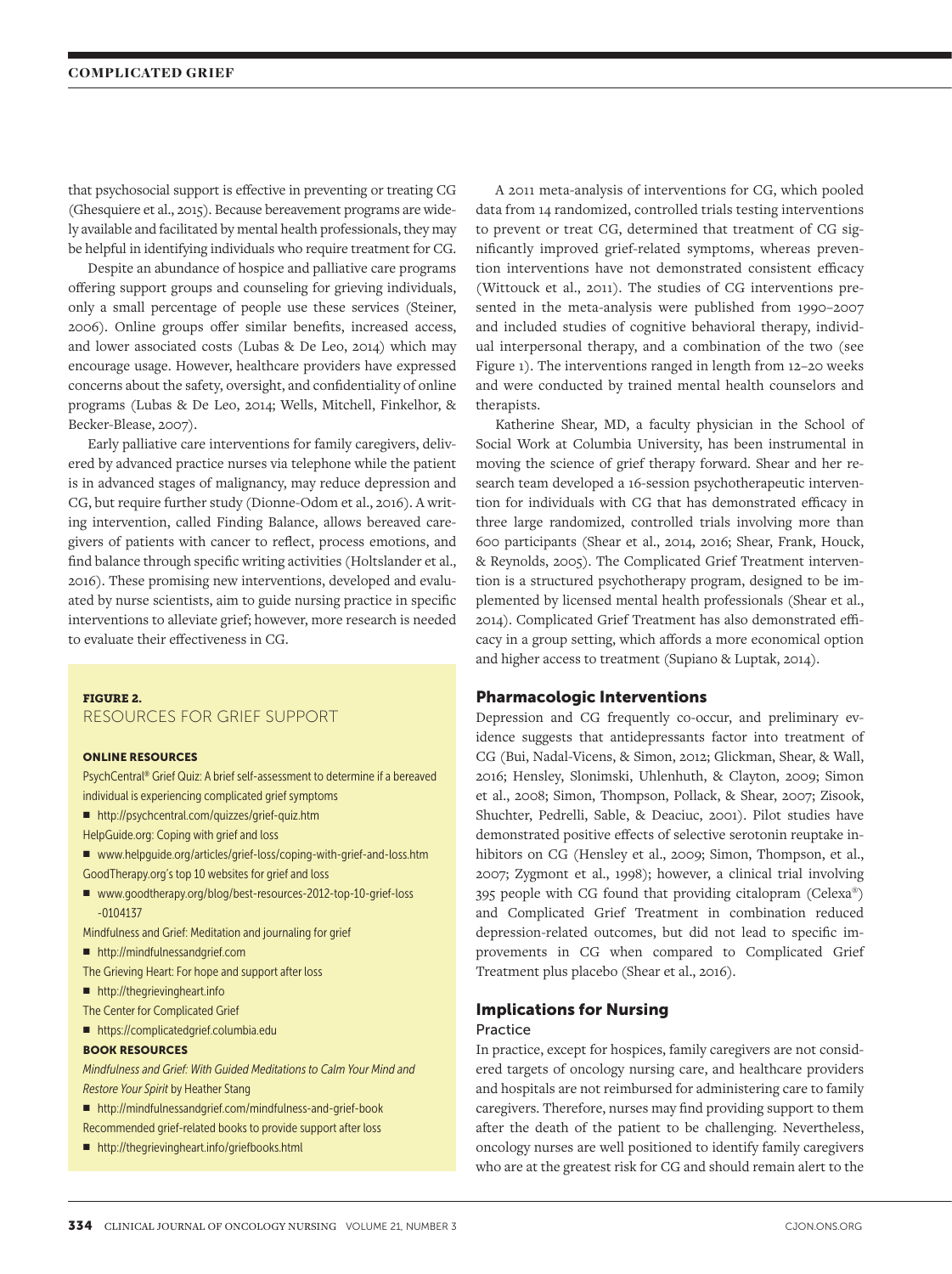that psychosocial support is effective in preventing or treating CG (Ghesquiere et al., 2015). Because bereavement programs are widely available and facilitated by mental health professionals, they may be helpful in identifying individuals who require treatment for CG.

Despite an abundance of hospice and palliative care programs offering support groups and counseling for grieving individuals, only a small percentage of people use these services (Steiner, 2006). Online groups offer similar benefits, increased access, and lower associated costs (Lubas & De Leo, 2014) which may encourage usage. However, healthcare providers have expressed concerns about the safety, oversight, and confidentiality of online programs (Lubas & De Leo, 2014; Wells, Mitchell, Finkelhor, & Becker-Blease, 2007).

Early palliative care interventions for family caregivers, delivered by advanced practice nurses via telephone while the patient is in advanced stages of malignancy, may reduce depression and CG, but require further study (Dionne-Odom et al., 2016). A writing intervention, called Finding Balance, allows bereaved caregivers of patients with cancer to reflect, process emotions, and find balance through specific writing activities (Holtslander et al., 2016). These promising new interventions, developed and evaluated by nurse scientists, aim to guide nursing practice in specific interventions to alleviate grief; however, more research is needed to evaluate their effectiveness in CG.

**FIGURE 2.**
RESOURCES FOR GRIEF SUPPORT

**ONLINE RESOURCES**

PsychCentral® Grief Quiz: A brief self-assessment to determine if a bereaved individual is experiencing complicated grief symptoms

- http://psychcentral.com/quizzes/grief-quiz.htm

HelpGuide.org: Coping with grief and loss

- www.helpguide.org/articles/grief-loss/coping-with-grief-and-loss.htm

GoodTherapy.org's top 10 websites for grief and loss

- www.goodtherapy.org/blog/best-resources-2012-top-10-grief-loss-0104137

Mindfulness and Grief: Meditation and journaling for grief

- http://mindfulnessandgrief.com

The Grieving Heart: For hope and support after loss

- http://thegrievingheart.info

The Center for Complicated Grief

- https://complicatedgrief.columbia.edu

**BOOK RESOURCES**

*Mindfulness and Grief: With Guided Meditations to Calm Your Mind and Restore Your Spirit* by Heather Stang

- http://mindfulnessandgrief.com/mindfulness-and-grief-book

Recommended grief-related books to provide support after loss

- http://thegrievingheart.info/griefbooks.html

A 2011 meta-analysis of interventions for CG, which pooled data from 14 randomized, controlled trials testing interventions to prevent or treat CG, determined that treatment of CG significantly improved grief-related symptoms, whereas prevention interventions have not demonstrated consistent efficacy (Wittouck et al., 2011). The studies of CG interventions presented in the meta-analysis were published from 1990–2007 and included studies of cognitive behavioral therapy, individual interpersonal therapy, and a combination of the two (see Figure 1). The interventions ranged in length from 12–20 weeks and were conducted by trained mental health counselors and therapists.

Katherine Shear, MD, a faculty physician in the School of Social Work at Columbia University, has been instrumental in moving the science of grief therapy forward. Shear and her research team developed a 16-session psychotherapeutic intervention for individuals with CG that has demonstrated efficacy in three large randomized, controlled trials involving more than 600 participants (Shear et al., 2014, 2016; Shear, Frank, Houck, & Reynolds, 2005). The Complicated Grief Treatment intervention is a structured psychotherapy program, designed to be implemented by licensed mental health professionals (Shear et al., 2014). Complicated Grief Treatment has also demonstrated efficacy in a group setting, which affords a more economical option and higher access to treatment (Supiano & Luptak, 2014).

## Pharmacologic Interventions

Depression and CG frequently co-occur, and preliminary evidence suggests that antidepressants factor into treatment of CG (Bui, Nadal-Vicens, & Simon, 2012; Glickman, Shear, & Wall, 2016; Hensley, Slonimski, Uhlenhuth, & Clayton, 2009; Simon et al., 2008; Simon, Thompson, Pollack, & Shear, 2007; Zisook, Shuchter, Pedrelli, Sable, & Deaciuc, 2001). Pilot studies have demonstrated positive effects of selective serotonin reuptake inhibitors on CG (Hensley et al., 2009; Simon, Thompson, et al., 2007; Zygmont et al., 1998); however, a clinical trial involving 395 people with CG found that providing citalopram (Celexa®) and Complicated Grief Treatment in combination reduced depression-related outcomes, but did not lead to specific improvements in CG when compared to Complicated Grief Treatment plus placebo (Shear et al., 2016).

## Implications for Nursing

### Practice

In practice, except for hospices, family caregivers are not considered targets of oncology nursing care, and healthcare providers and hospitals are not reimbursed for administering care to family caregivers. Therefore, nurses may find providing support to them after the death of the patient to be challenging. Nevertheless, oncology nurses are well positioned to identify family caregivers who are at the greatest risk for CG and should remain alert to the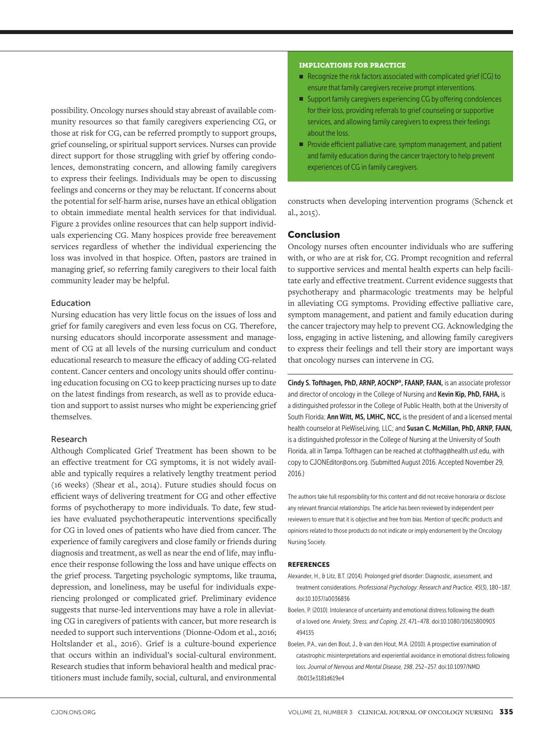possibility. Oncology nurses should stay abreast of available community resources so that family caregivers experiencing CG, or those at risk for CG, can be referred promptly to support groups, grief counseling, or spiritual support services. Nurses can provide direct support for those struggling with grief by offering condolences, demonstrating concern, and allowing family caregivers to express their feelings. Individuals may be open to discussing feelings and concerns or they may be reluctant. If concerns about the potential for self-harm arise, nurses have an ethical obligation to obtain immediate mental health services for that individual. Figure 2 provides online resources that can help support individuals experiencing CG. Many hospices provide free bereavement services regardless of whether the individual experiencing the loss was involved in that hospice. Often, pastors are trained in managing grief, so referring family caregivers to their local faith community leader may be helpful.

### Education

Nursing education has very little focus on the issues of loss and grief for family caregivers and even less focus on CG. Therefore, nursing educators should incorporate assessment and management of CG at all levels of the nursing curriculum and conduct educational research to measure the efficacy of adding CG-related content. Cancer centers and oncology units should offer continuing education focusing on CG to keep practicing nurses up to date on the latest findings from research, as well as to provide education and support to assist nurses who might be experiencing grief themselves.

### Research

Although Complicated Grief Treatment has been shown to be an effective treatment for CG symptoms, it is not widely available and typically requires a relatively lengthy treatment period (16 weeks) (Shear et al., 2014). Future studies should focus on efficient ways of delivering treatment for CG and other effective forms of psychotherapy to more individuals. To date, few studies have evaluated psychotherapeutic interventions specifically for CG in loved ones of patients who have died from cancer. The experience of family caregivers and close family or friends during diagnosis and treatment, as well as near the end of life, may influence their response following the loss and have unique effects on the grief process. Targeting psychologic symptoms, like trauma, depression, and loneliness, may be useful for individuals experiencing prolonged or complicated grief. Preliminary evidence suggests that nurse-led interventions may have a role in alleviating CG in caregivers of patients with cancer, but more research is needed to support such interventions (Dionne-Odom et al., 2016; Holtslander et al., 2016). Grief is a culture-bound experience that occurs within an individual's social-cultural environment. Research studies that inform behavioral health and medical practitioners must include family, social, cultural, and environmental constructs when developing intervention programs (Schenck et al., 2015).

**IMPLICATIONS FOR PRACTICE**

- Recognize the risk factors associated with complicated grief (CG) to ensure that family caregivers receive prompt interventions.
- Support family caregivers experiencing CG by offering condolences for their loss, providing referrals to grief counseling or supportive services, and allowing family caregivers to express their feelings about the loss.
- Provide efficient palliative care, symptom management, and patient and family education during the cancer trajectory to help prevent experiences of CG in family caregivers.

## Conclusion

Oncology nurses often encounter individuals who are suffering with, or who are at risk for, CG. Prompt recognition and referral to supportive services and mental health experts can help facilitate early and effective treatment. Current evidence suggests that psychotherapy and pharmacologic treatments may be helpful in alleviating CG symptoms. Providing effective palliative care, symptom management, and patient and family education during the cancer trajectory may help to prevent CG. Acknowledging the loss, engaging in active listening, and allowing family caregivers to express their feelings and tell their story are important ways that oncology nurses can intervene in CG.

**Cindy S. Tofthagen, PhD, ARNP, AOCNP®, FAANP, FAAN,** is an associate professor and director of oncology in the College of Nursing and **Kevin Kip, PhD, FAHA,** is a distinguished professor in the College of Public Health, both at the University of South Florida; **Ann Witt, MS, LMHC, NCC,** is the president of and a licensed mental health counselor at PieWiseLiving, LLC; and **Susan C. McMillan, PhD, ARNP, FAAN,** is a distinguished professor in the College of Nursing at the University of South Florida, all in Tampa. Tofthagen can be reached at ctofthag@health.usf.edu, with copy to CJONEditor@ons.org. (Submitted August 2016. Accepted November 29, 2016.)

The authors take full responsibility for this content and did not receive honoraria or disclose any relevant financial relationships. The article has been reviewed by independent peer reviewers to ensure that it is objective and free from bias. Mention of specific products and opinions related to those products do not indicate or imply endorsement by the Oncology Nursing Society.

**REFERENCES**

Alexander, H., & Litz, B.T. (2014). Prolonged grief disorder: Diagnostic, assessment, and treatment considerations. *Professional Psychology: Research and Practice, 45*(3), 180–187. doi:10.1037/a0036836

Boelen, P. (2010). Intolerance of uncertainty and emotional distress following the death of a loved one. *Anxiety, Stress, and Coping, 23*, 471–478. doi:10.1080/10615800903494135

Boelen, P.A., van den Bout, J., & van den Hout, M.A. (2010). A prospective examination of catastrophic misinterpretations and experiential avoidance in emotional distress following loss. *Journal of Nervous and Mental Disease, 198*, 252–257. doi:10.1097/NMD.0b013e3181d619e4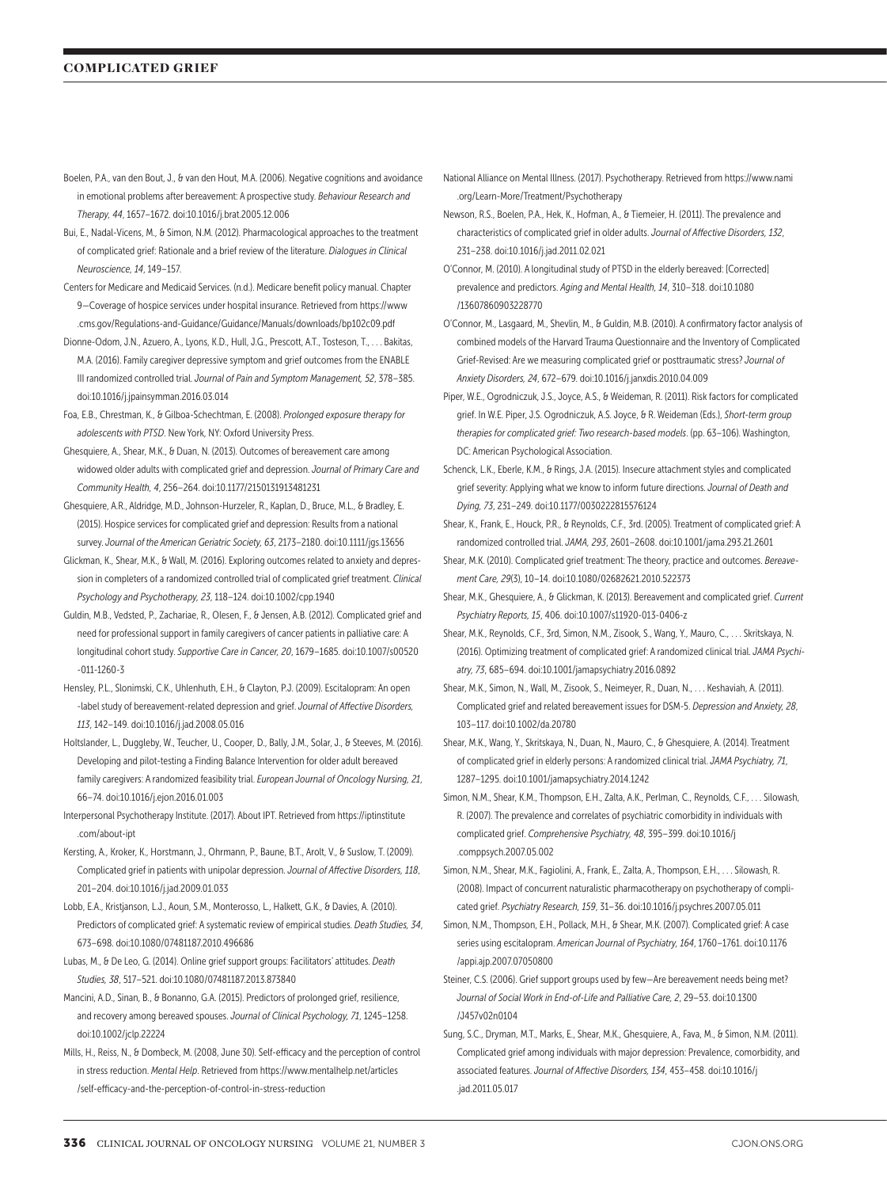Boelen, P.A., van den Bout, J., & van den Hout, M.A. (2006). Negative cognitions and avoidance in emotional problems after bereavement: A prospective study. *Behaviour Research and Therapy, 44*, 1657–1672. doi:10.1016/j.brat.2005.12.006

Bui, E., Nadal-Vicens, M., & Simon, N.M. (2012). Pharmacological approaches to the treatment of complicated grief: Rationale and a brief review of the literature. *Dialogues in Clinical Neuroscience, 14*, 149–157.

Centers for Medicare and Medicaid Services. (n.d.). Medicare benefit policy manual. Chapter 9—Coverage of hospice services under hospital insurance. Retrieved from https://www.cms.gov/Regulations-and-Guidance/Guidance/Manuals/downloads/bp102c09.pdf

Dionne-Odom, J.N., Azuero, A., Lyons, K.D., Hull, J.G., Prescott, A.T., Tosteson, T., . . . Bakitas, M.A. (2016). Family caregiver depressive symptom and grief outcomes from the ENABLE III randomized controlled trial. *Journal of Pain and Symptom Management, 52*, 378–385. doi:10.1016/j.jpainsymman.2016.03.014

Foa, E.B., Chrestman, K., & Gilboa-Schechtman, E. (2008). *Prolonged exposure therapy for adolescents with PTSD*. New York, NY: Oxford University Press.

Ghesquiere, A., Shear, M.K., & Duan, N. (2013). Outcomes of bereavement care among widowed older adults with complicated grief and depression. *Journal of Primary Care and Community Health, 4*, 256–264. doi:10.1177/2150131913481231

Ghesquiere, A.R., Aldridge, M.D., Johnson-Hurzeler, R., Kaplan, D., Bruce, M.L., & Bradley, E. (2015). Hospice services for complicated grief and depression: Results from a national survey. *Journal of the American Geriatric Society, 63*, 2173–2180. doi:10.1111/jgs.13656

Glickman, K., Shear, M.K., & Wall, M. (2016). Exploring outcomes related to anxiety and depression in completers of a randomized controlled trial of complicated grief treatment. *Clinical Psychology and Psychotherapy, 23*, 118–124. doi:10.1002/cpp.1940

Guldin, M.B., Vedsted, P., Zachariae, R., Olesen, F., & Jensen, A.B. (2012). Complicated grief and need for professional support in family caregivers of cancer patients in palliative care: A longitudinal cohort study. *Supportive Care in Cancer, 20*, 1679–1685. doi:10.1007/s00520-011-1260-3

Hensley, P.L., Slonimski, C.K., Uhlenhuth, E.H., & Clayton, P.J. (2009). Escitalopram: An open-label study of bereavement-related depression and grief. *Journal of Affective Disorders, 113*, 142–149. doi:10.1016/j.jad.2008.05.016

Holtslander, L., Duggleby, W., Teucher, U., Cooper, D., Bally, J.M., Solar, J., & Steeves, M. (2016). Developing and pilot-testing a Finding Balance Intervention for older adult bereaved family caregivers: A randomized feasibility trial. *European Journal of Oncology Nursing, 21*, 66–74. doi:10.1016/j.ejon.2016.01.003

Interpersonal Psychotherapy Institute. (2017). About IPT. Retrieved from https://iptinstitute.com/about-ipt

Kersting, A., Kroker, K., Horstmann, J., Ohrmann, P., Baune, B.T., Arolt, V., & Suslow, T. (2009). Complicated grief in patients with unipolar depression. *Journal of Affective Disorders, 118*, 201–204. doi:10.1016/j.jad.2009.01.033

Lobb, E.A., Kristjanson, L.J., Aoun, S.M., Monterosso, L., Halkett, G.K., & Davies, A. (2010). Predictors of complicated grief: A systematic review of empirical studies. *Death Studies, 34*, 673–698. doi:10.1080/07481187.2010.496686

Lubas, M., & De Leo, G. (2014). Online grief support groups: Facilitators' attitudes. *Death Studies, 38*, 517–521. doi:10.1080/07481187.2013.873840

Mancini, A.D., Sinan, B., & Bonanno, G.A. (2015). Predictors of prolonged grief, resilience, and recovery among bereaved spouses. *Journal of Clinical Psychology, 71*, 1245–1258. doi:10.1002/jclp.22224

Mills, H., Reiss, N., & Dombeck, M. (2008, June 30). Self-efficacy and the perception of control in stress reduction. *Mental Help*. Retrieved from https://www.mentalhelp.net/articles/self-efficacy-and-the-perception-of-control-in-stress-reduction

National Alliance on Mental Illness. (2017). Psychotherapy. Retrieved from https://www.nami.org/Learn-More/Treatment/Psychotherapy

Newson, R.S., Boelen, P.A., Hek, K., Hofman, A., & Tiemeier, H. (2011). The prevalence and characteristics of complicated grief in older adults. *Journal of Affective Disorders, 132*, 231–238. doi:10.1016/j.jad.2011.02.021

O'Connor, M. (2010). A longitudinal study of PTSD in the elderly bereaved: [Corrected] prevalence and predictors. *Aging and Mental Health, 14*, 310–318. doi:10.1080/13607860903228770

O'Connor, M., Lasgaard, M., Shevlin, M., & Guldin, M.B. (2010). A confirmatory factor analysis of combined models of the Harvard Trauma Questionnaire and the Inventory of Complicated Grief-Revised: Are we measuring complicated grief or posttraumatic stress? *Journal of Anxiety Disorders, 24*, 672–679. doi:10.1016/j.janxdis.2010.04.009

Piper, W.E., Ogrodniczuk, J.S., Joyce, A.S., & Weideman, R. (2011). Risk factors for complicated grief. In W.E. Piper, J.S. Ogrodniczuk, A.S. Joyce, & R. Weideman (Eds.), *Short-term group therapies for complicated grief: Two research-based models*. (pp. 63–106). Washington, DC: American Psychological Association.

Schenck, L.K., Eberle, K.M., & Rings, J.A. (2015). Insecure attachment styles and complicated grief severity: Applying what we know to inform future directions. *Journal of Death and Dying, 73*, 231–249. doi:10.1177/0030222815576124

Shear, K., Frank, E., Houck, P.R., & Reynolds, C.F., 3rd. (2005). Treatment of complicated grief: A randomized controlled trial. *JAMA, 293*, 2601–2608. doi:10.1001/jama.293.21.2601

Shear, M.K. (2010). Complicated grief treatment: The theory, practice and outcomes. *Bereavement Care, 29*(3), 10–14. doi:10.1080/02682621.2010.522373

Shear, M.K., Ghesquiere, A., & Glickman, K. (2013). Bereavement and complicated grief. *Current Psychiatry Reports, 15*, 406. doi:10.1007/s11920-013-0406-z

Shear, M.K., Reynolds, C.F., 3rd, Simon, N.M., Zisook, S., Wang, Y., Mauro, C., . . . Skritskaya, N. (2016). Optimizing treatment of complicated grief: A randomized clinical trial. *JAMA Psychiatry, 73*, 685–694. doi:10.1001/jamapsychiatry.2016.0892

Shear, M.K., Simon, N., Wall, M., Zisook, S., Neimeyer, R., Duan, N., . . . Keshaviah, A. (2011). Complicated grief and related bereavement issues for DSM-5. *Depression and Anxiety, 28*, 103–117. doi:10.1002/da.20780

Shear, M.K., Wang, Y., Skritskaya, N., Duan, N., Mauro, C., & Ghesquiere, A. (2014). Treatment of complicated grief in elderly persons: A randomized clinical trial. *JAMA Psychiatry, 71*, 1287–1295. doi:10.1001/jamapsychiatry.2014.1242

Simon, N.M., Shear, K.M., Thompson, E.H., Zalta, A.K., Perlman, C., Reynolds, C.F., . . . Silowash, R. (2007). The prevalence and correlates of psychiatric comorbidity in individuals with complicated grief. *Comprehensive Psychiatry, 48*, 395–399. doi:10.1016/j.comppsych.2007.05.002

Simon, N.M., Shear, M.K., Fagiolini, A., Frank, E., Zalta, A., Thompson, E.H., . . . Silowash, R. (2008). Impact of concurrent naturalistic pharmacotherapy on psychotherapy of complicated grief. *Psychiatry Research, 159*, 31–36. doi:10.1016/j.psychres.2007.05.011

Simon, N.M., Thompson, E.H., Pollack, M.H., & Shear, M.K. (2007). Complicated grief: A case series using escitalopram. *American Journal of Psychiatry, 164*, 1760–1761. doi:10.1176/appi.ajp.2007.07050800

Steiner, C.S. (2006). Grief support groups used by few—Are bereavement needs being met? *Journal of Social Work in End-of-Life and Palliative Care, 2*, 29–53. doi:10.1300/J457v02n0104

Sung, S.C., Dryman, M.T., Marks, E., Shear, M.K., Ghesquiere, A., Fava, M., & Simon, N.M. (2011). Complicated grief among individuals with major depression: Prevalence, comorbidity, and associated features. *Journal of Affective Disorders, 134*, 453–458. doi:10.1016/j.jad.2011.05.017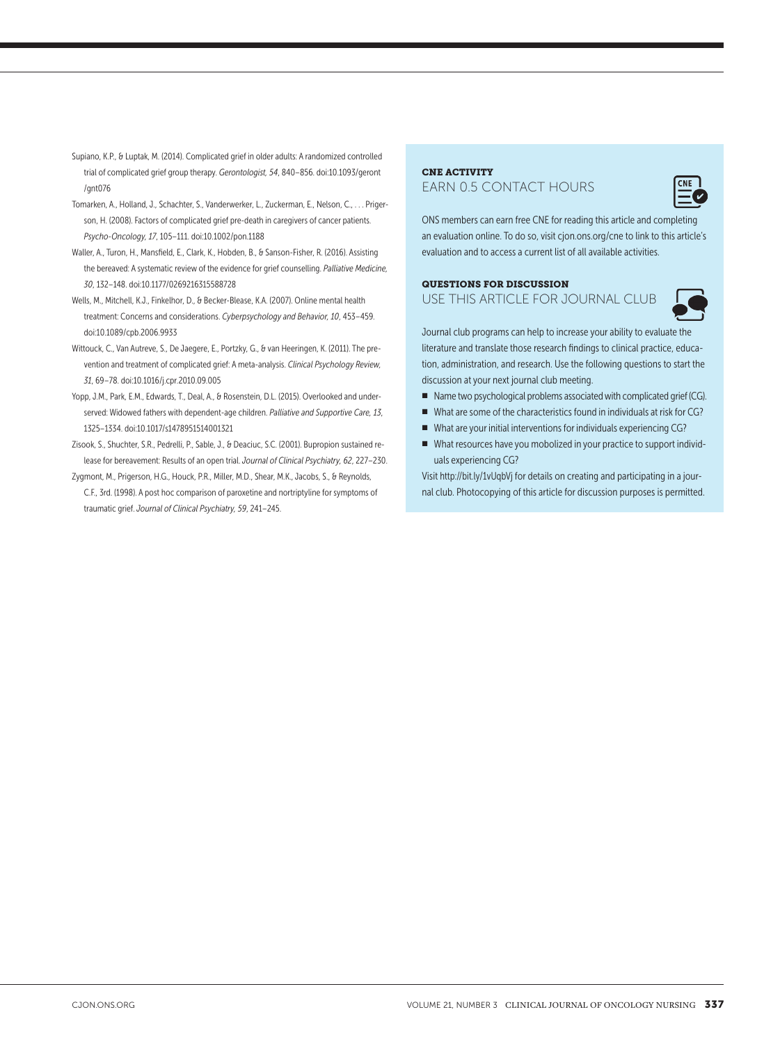Supiano, K.P., & Luptak, M. (2014). Complicated grief in older adults: A randomized controlled trial of complicated grief group therapy. *Gerontologist, 54*, 840–856. doi:10.1093/geront/gnt076

Tomarken, A., Holland, J., Schachter, S., Vanderwerker, L., Zuckerman, E., Nelson, C., . . . Prigerson, H. (2008). Factors of complicated grief pre-death in caregivers of cancer patients. *Psycho-Oncology, 17*, 105–111. doi:10.1002/pon.1188

Waller, A., Turon, H., Mansfield, E., Clark, K., Hobden, B., & Sanson-Fisher, R. (2016). Assisting the bereaved: A systematic review of the evidence for grief counselling. *Palliative Medicine, 30*, 132–148. doi:10.1177/0269216315588728

Wells, M., Mitchell, K.J., Finkelhor, D., & Becker-Blease, K.A. (2007). Online mental health treatment: Concerns and considerations. *Cyberpsychology and Behavior, 10*, 453–459. doi:10.1089/cpb.2006.9933

Wittouck, C., Van Autreve, S., De Jaegere, E., Portzky, G., & van Heeringen, K. (2011). The prevention and treatment of complicated grief: A meta-analysis. *Clinical Psychology Review, 31*, 69–78. doi:10.1016/j.cpr.2010.09.005

Yopp, J.M., Park, E.M., Edwards, T., Deal, A., & Rosenstein, D.L. (2015). Overlooked and underserved: Widowed fathers with dependent-age children. *Palliative and Supportive Care, 13*, 1325–1334. doi:10.1017/s1478951514001321

Zisook, S., Shuchter, S.R., Pedrelli, P., Sable, J., & Deaciuc, S.C. (2001). Bupropion sustained release for bereavement: Results of an open trial. *Journal of Clinical Psychiatry, 62*, 227–230.

Zygmont, M., Prigerson, H.G., Houck, P.R., Miller, M.D., Shear, M.K., Jacobs, S., & Reynolds, C.F., 3rd. (1998). A post hoc comparison of paroxetine and nortriptyline for symptoms of traumatic grief. *Journal of Clinical Psychiatry, 59*, 241–245.

## CNE ACTIVITY

### EARN 0.5 CONTACT HOURS

ONS members can earn free CNE for reading this article and completing an evaluation online. To do so, visit cjon.ons.org/cne to link to this article's evaluation and to access a current list of all available activities.

## QUESTIONS FOR DISCUSSION

### USE THIS ARTICLE FOR JOURNAL CLUB

Journal club programs can help to increase your ability to evaluate the literature and translate those research findings to clinical practice, education, administration, and research. Use the following questions to start the discussion at your next journal club meeting.

- Name two psychological problems associated with complicated grief (CG).
- What are some of the characteristics found in individuals at risk for CG?
- What are your initial interventions for individuals experiencing CG?
- What resources have you mobilized in your practice to support individuals experiencing CG?

Visit http://bit.ly/1vUqbVj for details on creating and participating in a journal club. Photocopying of this article for discussion purposes is permitted.